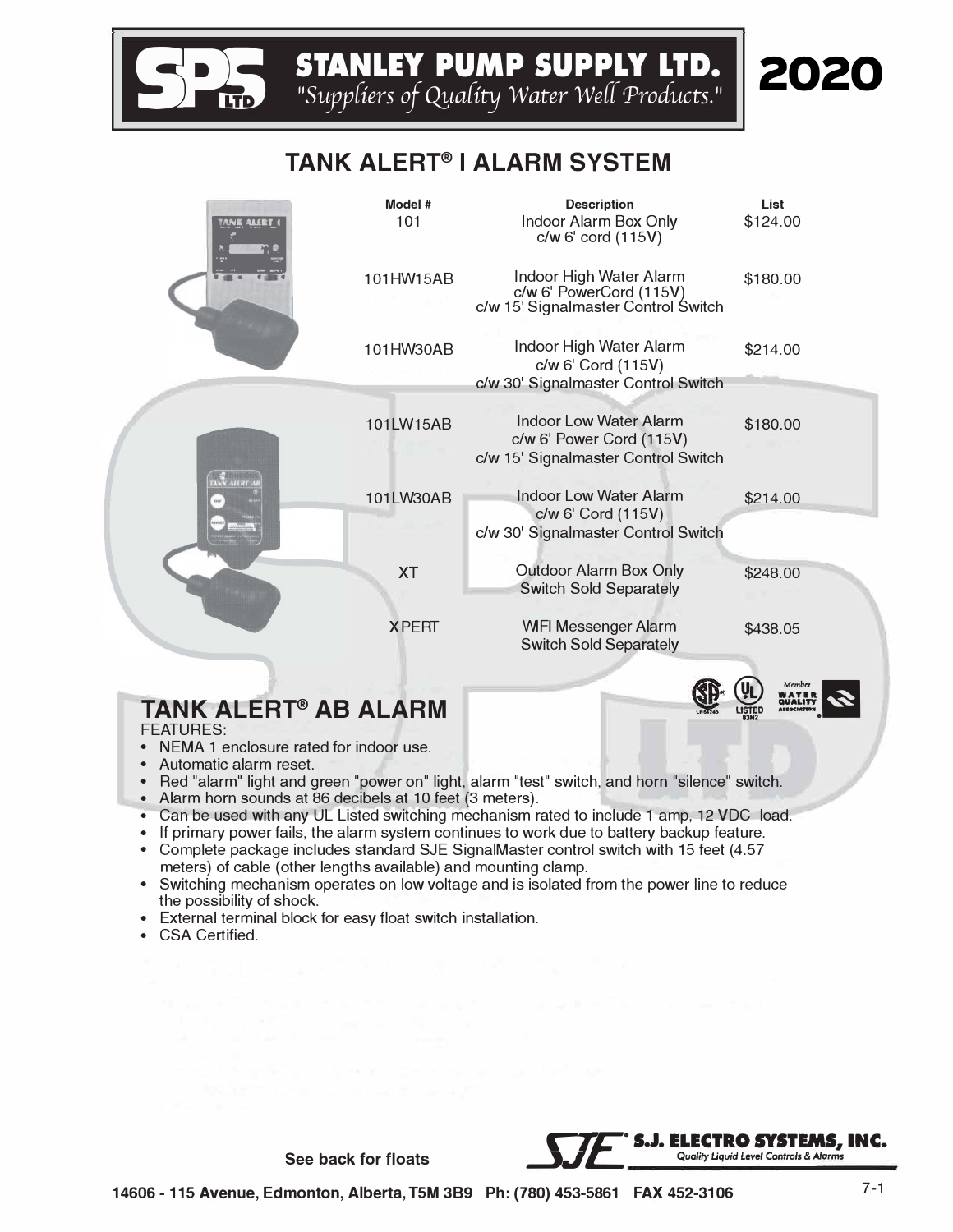# STANLEY PUMP SUPPLY LTD.

*"Suppliers of Quality Water Well Products."*

**2020**

## TANK ALERT® I ALARM SYSTEM

| Model # | Description | List |
|---|---|---|
| 101 | Indoor Alarm Box Only c/w 6' cord (115V) | $124.00 |
| 101HW15AB | Indoor High Water Alarm c/w 6' PowerCord (115V) c/w 15' Signalmaster Control Switch | $180.00 |
| 101HW30AB | Indoor High Water Alarm c/w 6' Cord (115V) c/w 30' Signalmaster Control Switch | $214.00 |
| 101LW15AB | Indoor Low Water Alarm c/w 6' Power Cord (115V) c/w 15' Signalmaster Control Switch | $180.00 |
| 101LW30AB | Indoor Low Water Alarm c/w 6' Cord (115V) c/w 30' Signalmaster Control Switch | $214.00 |
| XT | Outdoor Alarm Box Only Switch Sold Separately | $248.00 |
| XPERT | WIFI Messenger Alarm Switch Sold Separately | $438.05 |

## TANK ALERT® AB ALARM

FEATURES:

- NEMA 1 enclosure rated for indoor use.
- Automatic alarm reset.
- Red "alarm" light and green "power on" light, alarm "test" switch, and horn "silence" switch.
- Alarm horn sounds at 86 decibels at 10 feet (3 meters).
- Can be used with any UL Listed switching mechanism rated to include 1 amp, 12 VDC load.
- If primary power fails, the alarm system continues to work due to battery backup feature.
- Complete package includes standard SJE SignalMaster control switch with 15 feet (4.57 meters) of cable (other lengths available) and mounting clamp.
- Switching mechanism operates on low voltage and is isolated from the power line to reduce the possibility of shock.
- External terminal block for easy float switch installation.
- CSA Certified.

**See back for floats**

**S.J. ELECTRO SYSTEMS, INC.** *Quality Liquid Level Controls & Alarms*

**14606 - 115 Avenue, Edmonton, Alberta, T5M 3B9 Ph: (780) 453-5861 FAX 452-3106**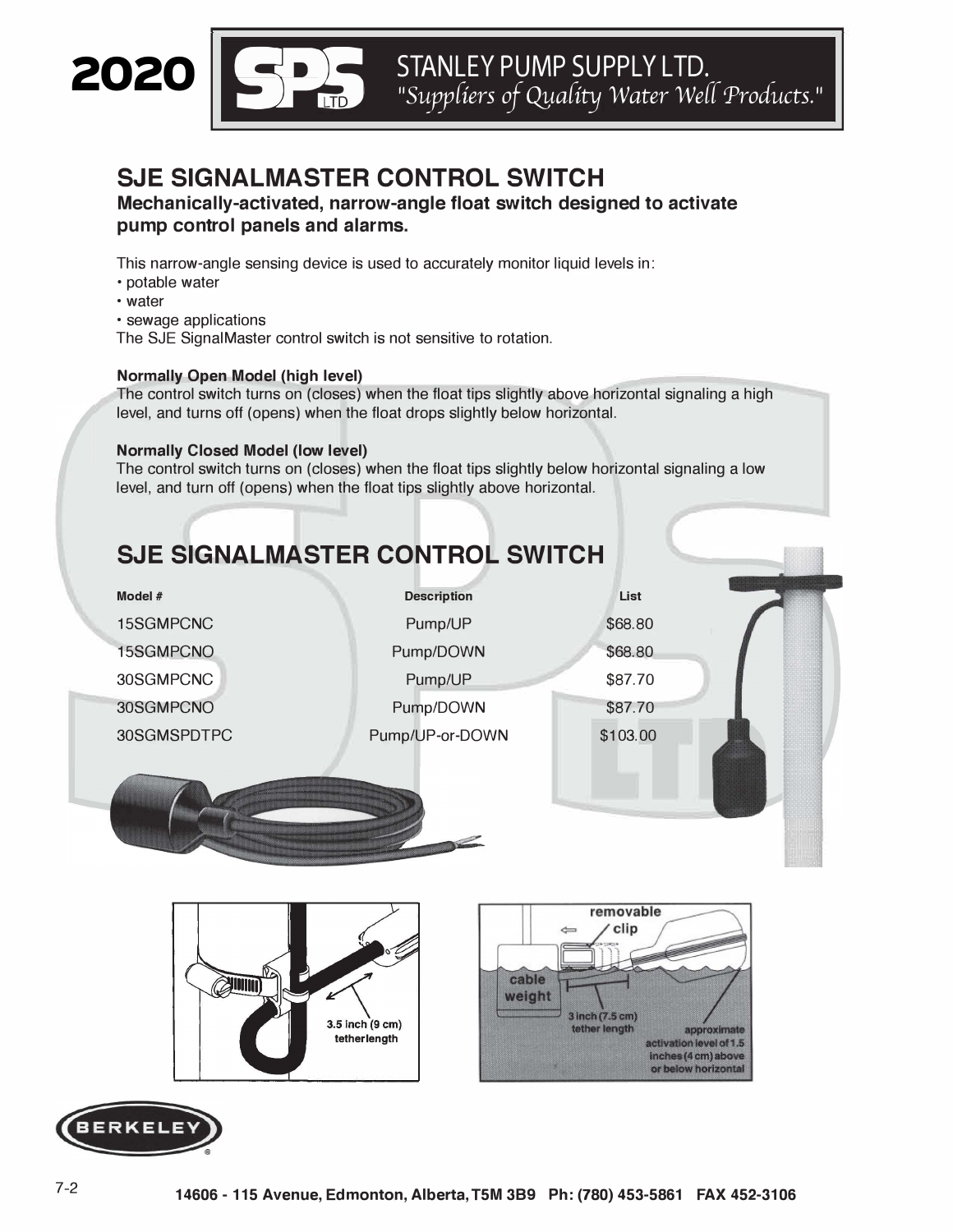# SJE SIGNALMASTER CONTROL SWITCH

**Mechanically-activated, narrow-angle float switch designed to activate pump control panels and alarms.**

This narrow-angle sensing device is used to accurately monitor liquid levels in:

- potable water
- water
- sewage applications

The SJE SignalMaster control switch is not sensitive to rotation.

**Normally Open Model (high level)**
The control switch turns on (closes) when the float tips slightly above horizontal signaling a high level, and turns off (opens) when the float drops slightly below horizontal.

**Normally Closed Model (low level)**
The control switch turns on (closes) when the float tips slightly below horizontal signaling a low level, and turn off (opens) when the float tips slightly above horizontal.

# SJE SIGNALMASTER CONTROL SWITCH

| Model # | Description | List |
|---|---|---|
| 15SGMPCNC | Pump/UP | $68.80 |
| 15SGMPCNO | Pump/DOWN | $68.80 |
| 30SGMPCNC | Pump/UP | $87.70 |
| 30SGMPCNO | Pump/DOWN | $87.70 |
| 30SGMSPDTPC | Pump/UP-or-DOWN | $103.00 |

3.5 inch (9 cm) tether length

removable clip

cable weight

3 inch (7.5 cm) tether length

approximate activation level of 1.5 inches (4 cm) above or below horizontal

14606 - 115 Avenue, Edmonton, Alberta, T5M 3B9 Ph: (780) 453-5861 FAX 452-3106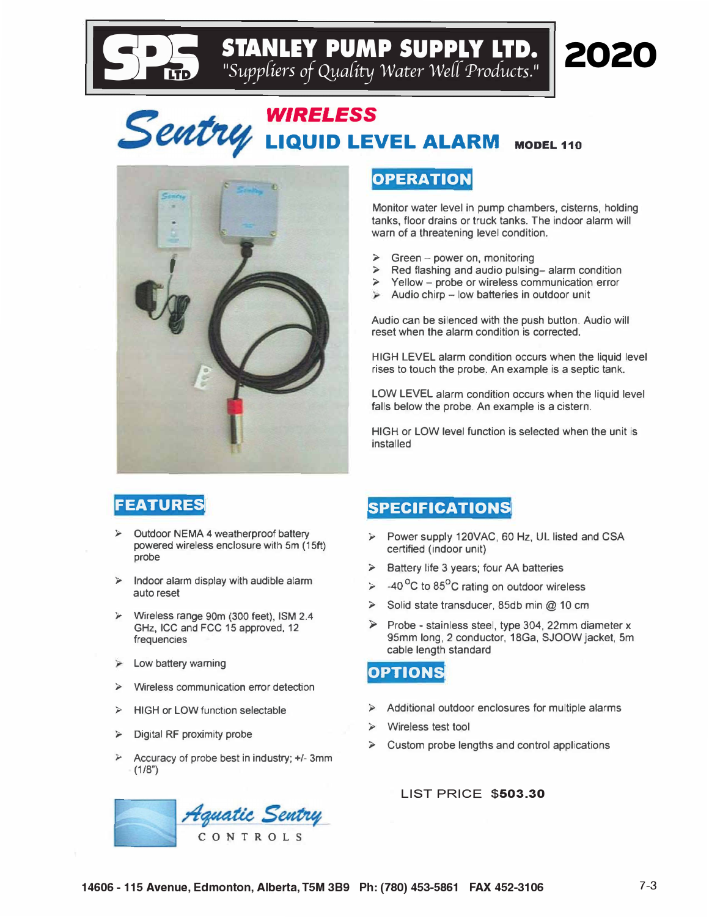# STANLEY PUMP SUPPLY LTD. 2020

*"Suppliers of Quality Water Well Products."*

## Sentry WIRELESS LIQUID LEVEL ALARM MODEL 110

### OPERATION

Monitor water level in pump chambers, cisterns, holding tanks, floor drains or truck tanks. The indoor alarm will warn of a threatening level condition.

- Green – power on, monitoring
- Red flashing and audio pulsing– alarm condition
- Yellow – probe or wireless communication error
- Audio chirp – low batteries in outdoor unit

Audio can be silenced with the push button. Audio will reset when the alarm condition is corrected.

HIGH LEVEL alarm condition occurs when the liquid level rises to touch the probe. An example is a septic tank.

LOW LEVEL alarm condition occurs when the liquid level falls below the probe. An example is a cistern.

HIGH or LOW level function is selected when the unit is installed

### FEATURES

- Outdoor NEMA 4 weatherproof battery powered wireless enclosure with 5m (15ft) probe
- Indoor alarm display with audible alarm auto reset
- Wireless range 90m (300 feet), ISM 2.4 GHz, ICC and FCC 15 approved, 12 frequencies
- Low battery warning
- Wireless communication error detection
- HIGH or LOW function selectable
- Digital RF proximity probe
- Accuracy of probe best in industry; +/- 3mm (1/8")

### SPECIFICATIONS

- Power supply 120VAC, 60 Hz, UL listed and CSA certified (indoor unit)
- Battery life 3 years; four AA batteries
- -40 $^{o}$C to 85$^{o}$C rating on outdoor wireless
- Solid state transducer, 85db min @ 10 cm
- Probe - stainless steel, type 304, 22mm diameter x 95mm long, 2 conductor, 18Ga, SJOOW jacket, 5m cable length standard

### OPTIONS

- Additional outdoor enclosures for multiple alarms
- Wireless test tool
- Custom probe lengths and control applications

LIST PRICE **$503.30**

Aquatic Sentry CONTROLS

14606 - 115 Avenue, Edmonton, Alberta, T5M 3B9 Ph: (780) 453-5861 FAX 452-3106